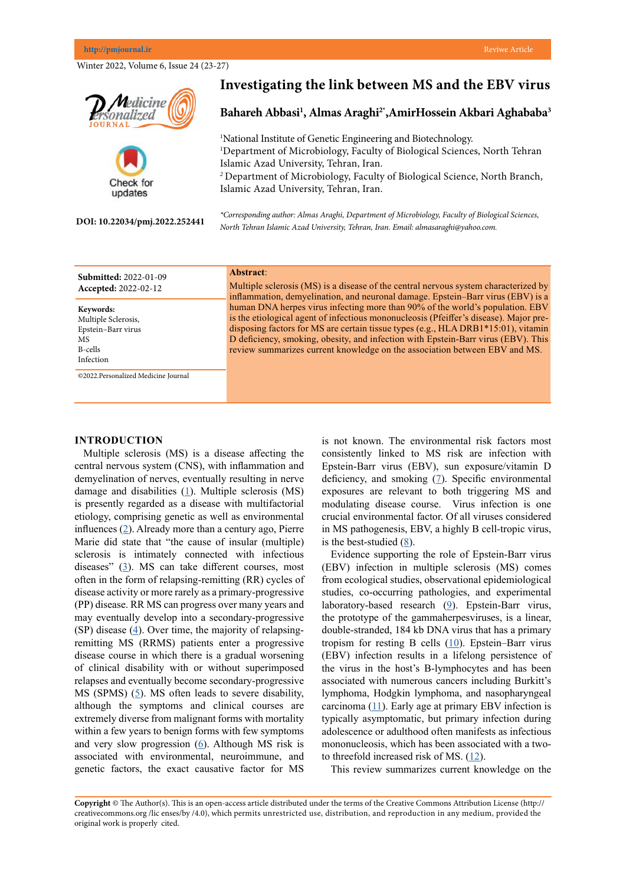# Investigating the link between MS and the EBV virus

**Bahareh Abbasi[1], Almas Araghi[2*], AmirHossein Akbari Aghababa[3]**

[1]National Institute of Genetic Engineering and Biotechnology.
[1]Department of Microbiology, Faculty of Biological Sciences, North Tehran Islamic Azad University, Tehran, Iran.
[2] Department of Microbiology, Faculty of Biological Science, North Branch, Islamic Azad University, Tehran, Iran.

*\*Corresponding author: Almas Araghi, Department of Microbiology, Faculty of Biological Sciences, North Tehran Islamic Azad University, Tehran, Iran. Email: almasaraghi@yahoo.com.*

**DOI: 10.22034/pmj.2022.252441**

**Submitted:** 2022-01-09
**Accepted:** 2022-02-12

**Keywords:**
Multiple Sclerosis,
Epstein–Barr virus
MS
B-cells
Infection

©2022.Personalized Medicine Journal

**Abstract**:

Multiple sclerosis (MS) is a disease of the central nervous system characterized by inflammation, demyelination, and neuronal damage. Epstein–Barr virus (EBV) is a human DNA herpes virus infecting more than 90% of the world's population. EBV is the etiological agent of infectious mononucleosis (Pfeiffer's disease). Major predisposing factors for MS are certain tissue types (e.g., HLA DRB1*15:01), vitamin D deficiency, smoking, obesity, and infection with Epstein-Barr virus (EBV). This review summarizes current knowledge on the association between EBV and MS.

## INTRODUCTION

Multiple sclerosis (MS) is a disease affecting the central nervous system (CNS), with inflammation and demyelination of nerves, eventually resulting in nerve damage and disabilities (1). Multiple sclerosis (MS) is presently regarded as a disease with multifactorial etiology, comprising genetic as well as environmental influences (2). Already more than a century ago, Pierre Marie did state that "the cause of insular (multiple) sclerosis is intimately connected with infectious diseases" (3). MS can take different courses, most often in the form of relapsing-remitting (RR) cycles of disease activity or more rarely as a primary-progressive (PP) disease. RR MS can progress over many years and may eventually develop into a secondary-progressive (SP) disease (4). Over time, the majority of relapsing-remitting MS (RRMS) patients enter a progressive disease course in which there is a gradual worsening of clinical disability with or without superimposed relapses and eventually become secondary-progressive MS (SPMS) (5). MS often leads to severe disability, although the symptoms and clinical courses are extremely diverse from malignant forms with mortality within a few years to benign forms with few symptoms and very slow progression (6). Although MS risk is associated with environmental, neuroimmune, and genetic factors, the exact causative factor for MS is not known. The environmental risk factors most consistently linked to MS risk are infection with Epstein-Barr virus (EBV), sun exposure/vitamin D deficiency, and smoking (7). Specific environmental exposures are relevant to both triggering MS and modulating disease course. Virus infection is one crucial environmental factor. Of all viruses considered in MS pathogenesis, EBV, a highly B cell-tropic virus, is the best-studied (8).

Evidence supporting the role of Epstein-Barr virus (EBV) infection in multiple sclerosis (MS) comes from ecological studies, observational epidemiological studies, co-occurring pathologies, and experimental laboratory-based research (9). Epstein-Barr virus, the prototype of the gammaherpesviruses, is a linear, double-stranded, 184 kb DNA virus that has a primary tropism for resting B cells (10). Epstein–Barr virus (EBV) infection results in a lifelong persistence of the virus in the host's B-lymphocytes and has been associated with numerous cancers including Burkitt's lymphoma, Hodgkin lymphoma, and nasopharyngeal carcinoma (11). Early age at primary EBV infection is typically asymptomatic, but primary infection during adolescence or adulthood often manifests as infectious mononucleosis, which has been associated with a two- to threefold increased risk of MS. (12).

This review summarizes current knowledge on the

**Copyright** © The Author(s). This is an open-access article distributed under the terms of the Creative Commons Attribution License (http://creativecommons.org /lic enses/by /4.0), which permits unrestricted use, distribution, and reproduction in any medium, provided the original work is properly cited.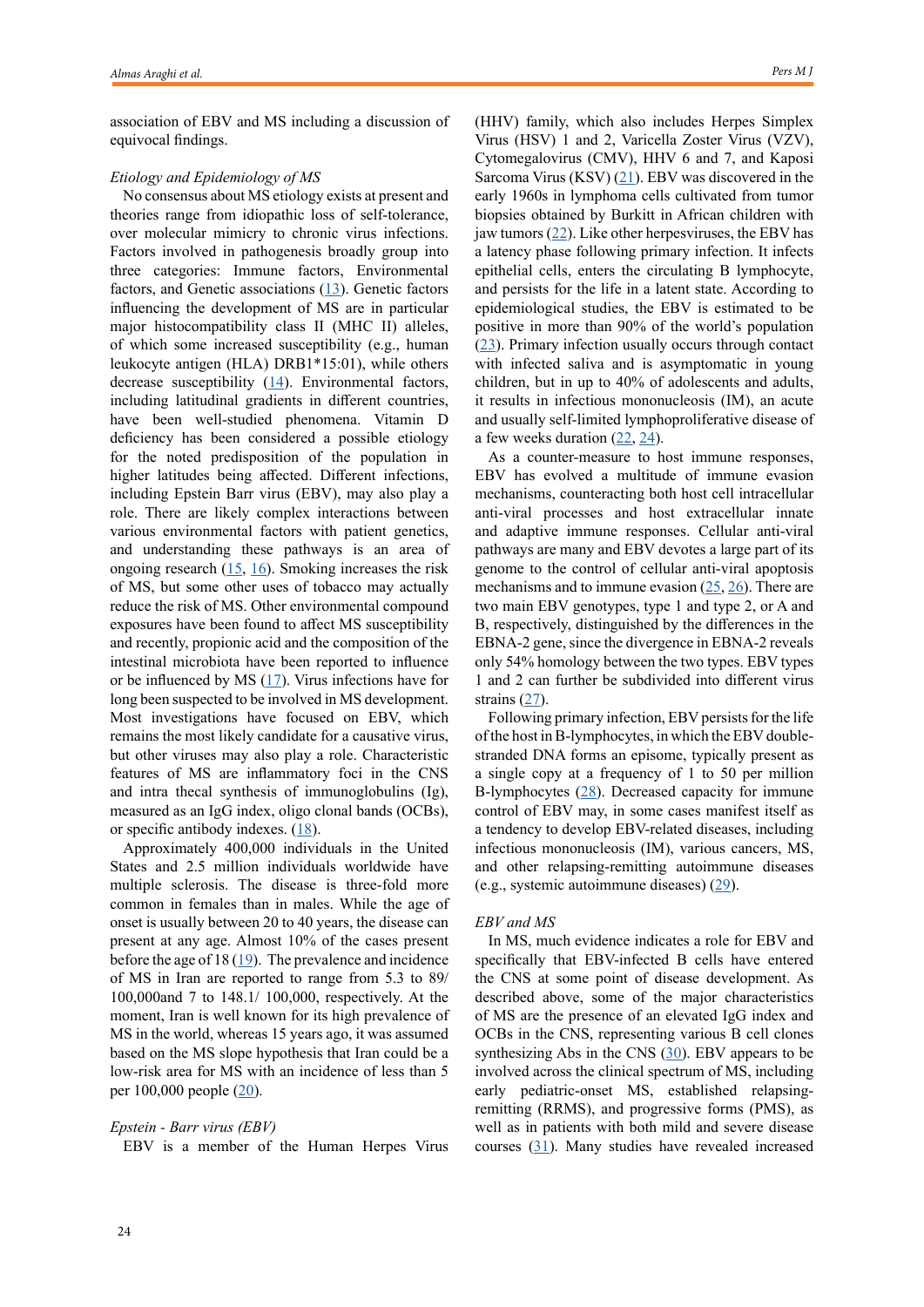association of EBV and MS including a discussion of equivocal findings.

*Etiology and Epidemiology of MS*

No consensus about MS etiology exists at present and theories range from idiopathic loss of self-tolerance, over molecular mimicry to chronic virus infections. Factors involved in pathogenesis broadly group into three categories: Immune factors, Environmental factors, and Genetic associations (13). Genetic factors influencing the development of MS are in particular major histocompatibility class II (MHC II) alleles, of which some increased susceptibility (e.g., human leukocyte antigen (HLA) DRB1*15:01), while others decrease susceptibility (14). Environmental factors, including latitudinal gradients in different countries, have been well-studied phenomena. Vitamin D deficiency has been considered a possible etiology for the noted predisposition of the population in higher latitudes being affected. Different infections, including Epstein Barr virus (EBV), may also play a role. There are likely complex interactions between various environmental factors with patient genetics, and understanding these pathways is an area of ongoing research (15, 16). Smoking increases the risk of MS, but some other uses of tobacco may actually reduce the risk of MS. Other environmental compound exposures have been found to affect MS susceptibility and recently, propionic acid and the composition of the intestinal microbiota have been reported to influence or be influenced by MS (17). Virus infections have for long been suspected to be involved in MS development. Most investigations have focused on EBV, which remains the most likely candidate for a causative virus, but other viruses may also play a role. Characteristic features of MS are inflammatory foci in the CNS and intra thecal synthesis of immunoglobulins (Ig), measured as an IgG index, oligo clonal bands (OCBs), or specific antibody indexes. (18).

Approximately 400,000 individuals in the United States and 2.5 million individuals worldwide have multiple sclerosis. The disease is three-fold more common in females than in males. While the age of onset is usually between 20 to 40 years, the disease can present at any age. Almost 10% of the cases present before the age of 18 (19). The prevalence and incidence of MS in Iran are reported to range from 5.3 to 89/ 100,000and 7 to 148.1/ 100,000, respectively. At the moment, Iran is well known for its high prevalence of MS in the world, whereas 15 years ago, it was assumed based on the MS slope hypothesis that Iran could be a low-risk area for MS with an incidence of less than 5 per 100,000 people (20).

*Epstein - Barr virus (EBV)*

EBV is a member of the Human Herpes Virus (HHV) family, which also includes Herpes Simplex Virus (HSV) 1 and 2, Varicella Zoster Virus (VZV), Cytomegalovirus (CMV), HHV 6 and 7, and Kaposi Sarcoma Virus (KSV) (21). EBV was discovered in the early 1960s in lymphoma cells cultivated from tumor biopsies obtained by Burkitt in African children with jaw tumors (22). Like other herpesviruses, the EBV has a latency phase following primary infection. It infects epithelial cells, enters the circulating B lymphocyte, and persists for the life in a latent state. According to epidemiological studies, the EBV is estimated to be positive in more than 90% of the world's population (23). Primary infection usually occurs through contact with infected saliva and is asymptomatic in young children, but in up to 40% of adolescents and adults, it results in infectious mononucleosis (IM), an acute and usually self-limited lymphoproliferative disease of a few weeks duration (22, 24).

As a counter-measure to host immune responses, EBV has evolved a multitude of immune evasion mechanisms, counteracting both host cell intracellular anti-viral processes and host extracellular innate and adaptive immune responses. Cellular anti-viral pathways are many and EBV devotes a large part of its genome to the control of cellular anti-viral apoptosis mechanisms and to immune evasion (25, 26). There are two main EBV genotypes, type 1 and type 2, or A and B, respectively, distinguished by the differences in the EBNA-2 gene, since the divergence in EBNA-2 reveals only 54% homology between the two types. EBV types 1 and 2 can further be subdivided into different virus strains (27).

Following primary infection, EBV persists for the life of the host in B-lymphocytes, in which the EBV double-stranded DNA forms an episome, typically present as a single copy at a frequency of 1 to 50 per million B-lymphocytes (28). Decreased capacity for immune control of EBV may, in some cases manifest itself as a tendency to develop EBV-related diseases, including infectious mononucleosis (IM), various cancers, MS, and other relapsing-remitting autoimmune diseases (e.g., systemic autoimmune diseases) (29).

*EBV and MS*

In MS, much evidence indicates a role for EBV and specifically that EBV-infected B cells have entered the CNS at some point of disease development. As described above, some of the major characteristics of MS are the presence of an elevated IgG index and OCBs in the CNS, representing various B cell clones synthesizing Abs in the CNS (30). EBV appears to be involved across the clinical spectrum of MS, including early pediatric-onset MS, established relapsing-remitting (RRMS), and progressive forms (PMS), as well as in patients with both mild and severe disease courses (31). Many studies have revealed increased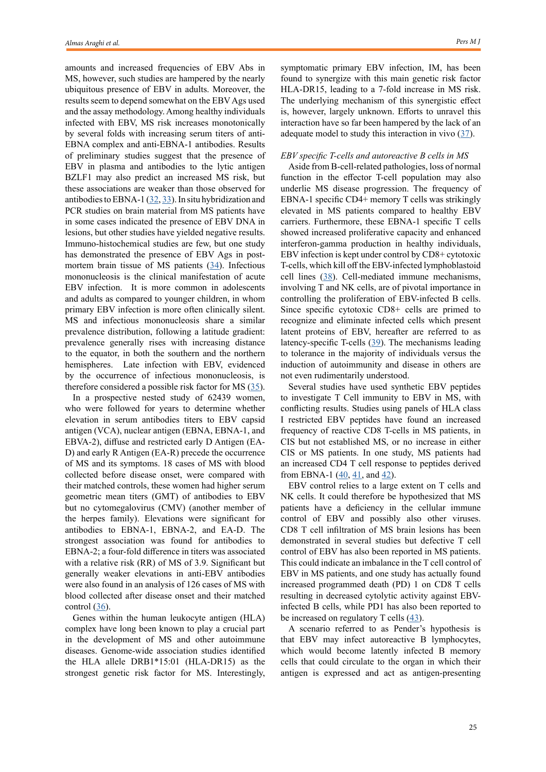amounts and increased frequencies of EBV Abs in MS, however, such studies are hampered by the nearly ubiquitous presence of EBV in adults. Moreover, the results seem to depend somewhat on the EBV Ags used and the assay methodology. Among healthy individuals infected with EBV, MS risk increases monotonically by several folds with increasing serum titers of anti-EBNA complex and anti-EBNA-1 antibodies. Results of preliminary studies suggest that the presence of EBV in plasma and antibodies to the lytic antigen BZLF1 may also predict an increased MS risk, but these associations are weaker than those observed for antibodies to EBNA-1 (32, 33). In situ hybridization and PCR studies on brain material from MS patients have in some cases indicated the presence of EBV DNA in lesions, but other studies have yielded negative results. Immuno-histochemical studies are few, but one study has demonstrated the presence of EBV Ags in post-mortem brain tissue of MS patients (34). Infectious mononucleosis is the clinical manifestation of acute EBV infection. It is more common in adolescents and adults as compared to younger children, in whom primary EBV infection is more often clinically silent. MS and infectious mononucleosis share a similar prevalence distribution, following a latitude gradient: prevalence generally rises with increasing distance to the equator, in both the southern and the northern hemispheres. Late infection with EBV, evidenced by the occurrence of infectious mononucleosis, is therefore considered a possible risk factor for MS (35).

In a prospective nested study of 62439 women, who were followed for years to determine whether elevation in serum antibodies titers to EBV capsid antigen (VCA), nuclear antigen (EBNA, EBNA-1, and EBVA-2), diffuse and restricted early D Antigen (EA-D) and early R Antigen (EA-R) precede the occurrence of MS and its symptoms. 18 cases of MS with blood collected before disease onset, were compared with their matched controls, these women had higher serum geometric mean titers (GMT) of antibodies to EBV but no cytomegalovirus (CMV) (another member of the herpes family). Elevations were significant for antibodies to EBNA-1, EBNA-2, and EA-D. The strongest association was found for antibodies to EBNA-2; a four-fold difference in titers was associated with a relative risk (RR) of MS of 3.9. Significant but generally weaker elevations in anti-EBV antibodies were also found in an analysis of 126 cases of MS with blood collected after disease onset and their matched control (36).

Genes within the human leukocyte antigen (HLA) complex have long been known to play a crucial part in the development of MS and other autoimmune diseases. Genome-wide association studies identified the HLA allele DRB1*15:01 (HLA-DR15) as the strongest genetic risk factor for MS. Interestingly, symptomatic primary EBV infection, IM, has been found to synergize with this main genetic risk factor HLA-DR15, leading to a 7-fold increase in MS risk. The underlying mechanism of this synergistic effect is, however, largely unknown. Efforts to unravel this interaction have so far been hampered by the lack of an adequate model to study this interaction in vivo (37).

*EBV specific T-cells and autoreactive B cells in MS*

Aside from B-cell-related pathologies, loss of normal function in the effector T-cell population may also underlie MS disease progression. The frequency of EBNA-1 specific CD4+ memory T cells was strikingly elevated in MS patients compared to healthy EBV carriers. Furthermore, these EBNA-1 specific T cells showed increased proliferative capacity and enhanced interferon-gamma production in healthy individuals, EBV infection is kept under control by CD8+ cytotoxic T-cells, which kill off the EBV-infected lymphoblastoid cell lines (38). Cell-mediated immune mechanisms, involving T and NK cells, are of pivotal importance in controlling the proliferation of EBV-infected B cells. Since specific cytotoxic CD8+ cells are primed to recognize and eliminate infected cells which present latent proteins of EBV, hereafter are referred to as latency-specific T-cells (39). The mechanisms leading to tolerance in the majority of individuals versus the induction of autoimmunity and disease in others are not even rudimentarily understood.

Several studies have used synthetic EBV peptides to investigate T Cell immunity to EBV in MS, with conflicting results. Studies using panels of HLA class I restricted EBV peptides have found an increased frequency of reactive CD8 T-cells in MS patients, in CIS but not established MS, or no increase in either CIS or MS patients. In one study, MS patients had an increased CD4 T cell response to peptides derived from EBNA-1 (40, 41, and 42).

EBV control relies to a large extent on T cells and NK cells. It could therefore be hypothesized that MS patients have a deficiency in the cellular immune control of EBV and possibly also other viruses. CD8 T cell infiltration of MS brain lesions has been demonstrated in several studies but defective T cell control of EBV has also been reported in MS patients. This could indicate an imbalance in the T cell control of EBV in MS patients, and one study has actually found increased programmed death (PD) 1 on CD8 T cells resulting in decreased cytolytic activity against EBV-infected B cells, while PD1 has also been reported to be increased on regulatory T cells (43).

A scenario referred to as Pender's hypothesis is that EBV may infect autoreactive B lymphocytes, which would become latently infected B memory cells that could circulate to the organ in which their antigen is expressed and act as antigen-presenting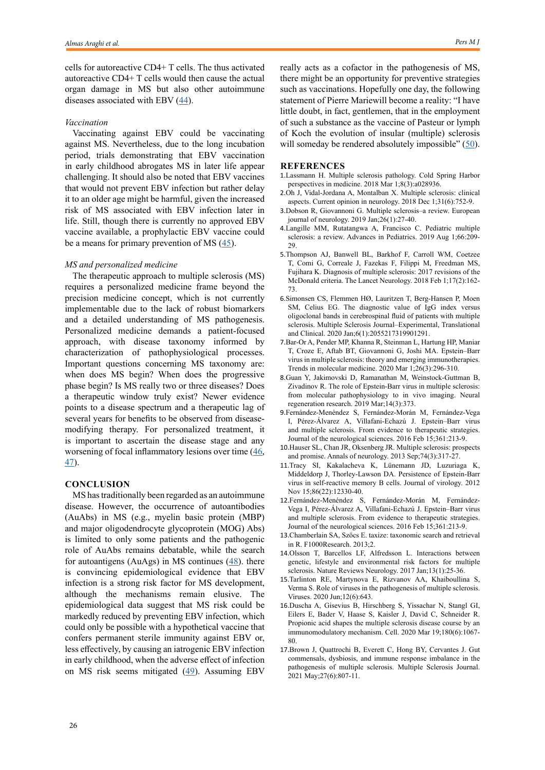cells for autoreactive CD4+ T cells. The thus activated autoreactive CD4+ T cells would then cause the actual organ damage in MS but also other autoimmune diseases associated with EBV (44).

*Vaccination*

Vaccinating against EBV could be vaccinating against MS. Nevertheless, due to the long incubation period, trials demonstrating that EBV vaccination in early childhood abrogates MS in later life appear challenging. It should also be noted that EBV vaccines that would not prevent EBV infection but rather delay it to an older age might be harmful, given the increased risk of MS associated with EBV infection later in life. Still, though there is currently no approved EBV vaccine available, a prophylactic EBV vaccine could be a means for primary prevention of MS (45).

*MS and personalized medicine*

The therapeutic approach to multiple sclerosis (MS) requires a personalized medicine frame beyond the precision medicine concept, which is not currently implementable due to the lack of robust biomarkers and a detailed understanding of MS pathogenesis. Personalized medicine demands a patient-focused approach, with disease taxonomy informed by characterization of pathophysiological processes. Important questions concerning MS taxonomy are: when does MS begin? When does the progressive phase begin? Is MS really two or three diseases? Does a therapeutic window truly exist? Newer evidence points to a disease spectrum and a therapeutic lag of several years for benefits to be observed from disease-modifying therapy. For personalized treatment, it is important to ascertain the disease stage and any worsening of focal inflammatory lesions over time (46, 47).

## CONCLUSION

MS has traditionally been regarded as an autoimmune disease. However, the occurrence of autoantibodies (AuAbs) in MS (e.g., myelin basic protein (MBP) and major oligodendrocyte glycoprotein (MOG) Abs) is limited to only some patients and the pathogenic role of AuAbs remains debatable, while the search for autoantigens (AuAgs) in MS continues (48). there is convincing epidemiological evidence that EBV infection is a strong risk factor for MS development, although the mechanisms remain elusive. The epidemiological data suggest that MS risk could be markedly reduced by preventing EBV infection, which could only be possible with a hypothetical vaccine that confers permanent sterile immunity against EBV or, less effectively, by causing an iatrogenic EBV infection in early childhood, when the adverse effect of infection on MS risk seems mitigated (49). Assuming EBV really acts as a cofactor in the pathogenesis of MS, there might be an opportunity for preventive strategies such as vaccinations. Hopefully one day, the following statement of Pierre Mariewill become a reality: "I have little doubt, in fact, gentlemen, that in the employment of such a substance as the vaccine of Pasteur or lymph of Koch the evolution of insular (multiple) sclerosis will someday be rendered absolutely impossible" (50).

## REFERENCES

1. Lassmann H. Multiple sclerosis pathology. Cold Spring Harbor perspectives in medicine. 2018 Mar 1;8(3):a028936.
2. Oh J, Vidal-Jordana A, Montalban X. Multiple sclerosis: clinical aspects. Current opinion in neurology. 2018 Dec 1;31(6):752-9.
3. Dobson R, Giovannoni G. Multiple sclerosis–a review. European journal of neurology. 2019 Jan;26(1):27-40.
4. Langille MM, Rutatangwa A, Francisco C. Pediatric multiple sclerosis: a review. Advances in Pediatrics. 2019 Aug 1;66:209-29.
5. Thompson AJ, Banwell BL, Barkhof F, Carroll WM, Coetzee T, Comi G, Correale J, Fazekas F, Filippi M, Freedman MS, Fujihara K. Diagnosis of multiple sclerosis: 2017 revisions of the McDonald criteria. The Lancet Neurology. 2018 Feb 1;17(2):162-73.
6. Simonsen CS, Flemmen HØ, Lauritzen T, Berg-Hansen P, Moen SM, Celius EG. The diagnostic value of IgG index versus oligoclonal bands in cerebrospinal fluid of patients with multiple sclerosis. Multiple Sclerosis Journal–Experimental, Translational and Clinical. 2020 Jan;6(1):2055217319901291.
7. Bar-Or A, Pender MP, Khanna R, Steinman L, Hartung HP, Maniar T, Croze E, Aftab BT, Giovannoni G, Joshi MA. Epstein–Barr virus in multiple sclerosis: theory and emerging immunotherapies. Trends in molecular medicine. 2020 Mar 1;26(3):296-310.
8. Guan Y, Jakimovski D, Ramanathan M, Weinstock-Guttman B, Zivadinov R. The role of Epstein-Barr virus in multiple sclerosis: from molecular pathophysiology to in vivo imaging. Neural regeneration research. 2019 Mar;14(3):373.
9. Fernández-Menéndez S, Fernández-Morán M, Fernández-Vega I, Pérez-Álvarez A, Villafani-Echazú J. Epstein–Barr virus and multiple sclerosis. From evidence to therapeutic strategies. Journal of the neurological sciences. 2016 Feb 15;361:213-9.
10. Hauser SL, Chan JR, Oksenberg JR. Multiple sclerosis: prospects and promise. Annals of neurology. 2013 Sep;74(3):317-27.
11. Tracy SI, Kakalacheva K, Lünemann JD, Luzuriaga K, Middeldorp J, Thorley-Lawson DA. Persistence of Epstein-Barr virus in self-reactive memory B cells. Journal of virology. 2012 Nov 15;86(22):12330-40.
12. Fernández-Menéndez S, Fernández-Morán M, Fernández-Vega I, Pérez-Álvarez A, Villafani-Echazú J. Epstein–Barr virus and multiple sclerosis. From evidence to therapeutic strategies. Journal of the neurological sciences. 2016 Feb 15;361:213-9.
13. Chamberlain SA, Szöcs E. taxize: taxonomic search and retrieval in R. F1000Research. 2013;2.
14. Olsson T, Barcellos LF, Alfredsson L. Interactions between genetic, lifestyle and environmental risk factors for multiple sclerosis. Nature Reviews Neurology. 2017 Jan;13(1):25-36.
15. Tarlinton RE, Martynova E, Rizvanov AA, Khaiboullina S, Verma S. Role of viruses in the pathogenesis of multiple sclerosis. Viruses. 2020 Jun;12(6):643.
16. Duscha A, Gisevius B, Hirschberg S, Yissachar N, Stangl GI, Eilers E, Bader V, Haase S, Kaisler J, David C, Schneider R. Propionic acid shapes the multiple sclerosis disease course by an immunomodulatory mechanism. Cell. 2020 Mar 19;180(6):1067-80.
17. Brown J, Quattrochi B, Everett C, Hong BY, Cervantes J. Gut commensals, dysbiosis, and immune response imbalance in the pathogenesis of multiple sclerosis. Multiple Sclerosis Journal. 2021 May;27(6):807-11.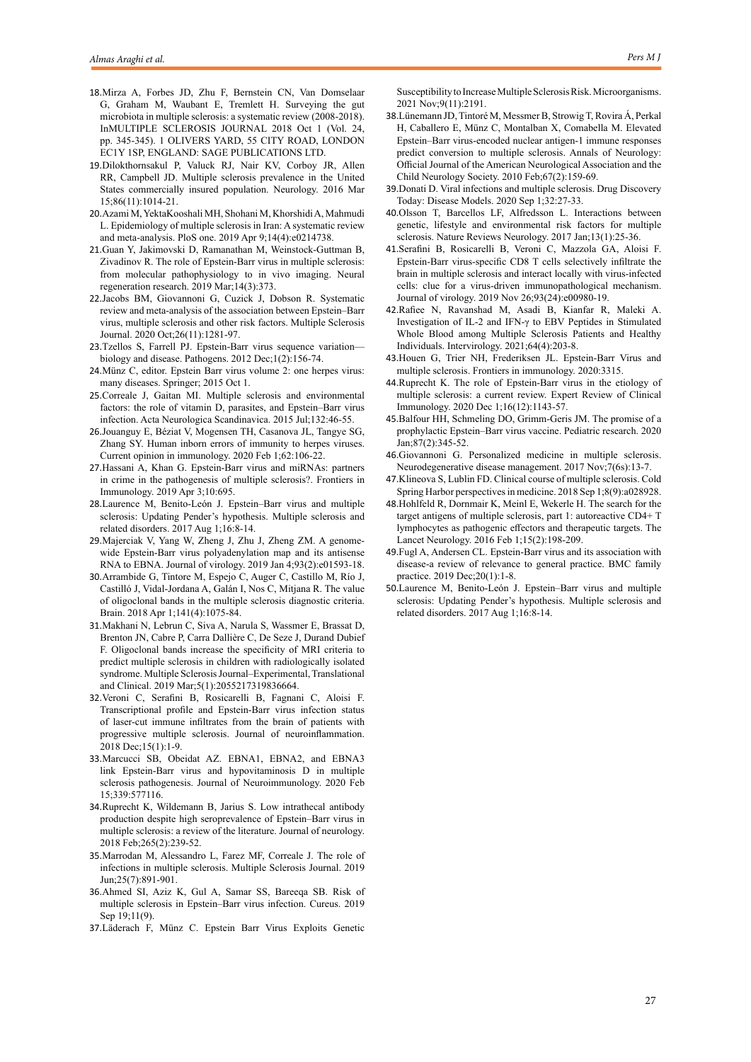18. Mirza A, Forbes JD, Zhu F, Bernstein CN, Van Domselaar G, Graham M, Waubant E, Tremlett H. Surveying the gut microbiota in multiple sclerosis: a systematic review (2008-2018). InMULTIPLE SCLEROSIS JOURNAL 2018 Oct 1 (Vol. 24, pp. 345-345). 1 OLIVERS YARD, 55 CITY ROAD, LONDON EC1Y 1SP, ENGLAND: SAGE PUBLICATIONS LTD.
19. Dilokthornsakul P, Valuck RJ, Nair KV, Corboy JR, Allen RR, Campbell JD. Multiple sclerosis prevalence in the United States commercially insured population. Neurology. 2016 Mar 15;86(11):1014-21.
20. Azami M, YektaKooshali MH, Shohani M, Khorshidi A, Mahmudi L. Epidemiology of multiple sclerosis in Iran: A systematic review and meta-analysis. PloS one. 2019 Apr 9;14(4):e0214738.
21. Guan Y, Jakimovski D, Ramanathan M, Weinstock-Guttman B, Zivadinov R. The role of Epstein-Barr virus in multiple sclerosis: from molecular pathophysiology to in vivo imaging. Neural regeneration research. 2019 Mar;14(3):373.
22. Jacobs BM, Giovannoni G, Cuzick J, Dobson R. Systematic review and meta-analysis of the association between Epstein–Barr virus, multiple sclerosis and other risk factors. Multiple Sclerosis Journal. 2020 Oct;26(11):1281-97.
23. Tzellos S, Farrell PJ. Epstein-Barr virus sequence variation—biology and disease. Pathogens. 2012 Dec;1(2):156-74.
24. Münz C, editor. Epstein Barr virus volume 2: one herpes virus: many diseases. Springer; 2015 Oct 1.
25. Correale J, Gaitan MI. Multiple sclerosis and environmental factors: the role of vitamin D, parasites, and Epstein–Barr virus infection. Acta Neurologica Scandinavica. 2015 Jul;132:46-55.
26. Jouanguy E, Béziat V, Mogensen TH, Casanova JL, Tangye SG, Zhang SY. Human inborn errors of immunity to herpes viruses. Current opinion in immunology. 2020 Feb 1;62:106-22.
27. Hassani A, Khan G. Epstein-Barr virus and miRNAs: partners in crime in the pathogenesis of multiple sclerosis?. Frontiers in Immunology. 2019 Apr 3;10:695.
28. Laurence M, Benito-León J. Epstein–Barr virus and multiple sclerosis: Updating Pender's hypothesis. Multiple sclerosis and related disorders. 2017 Aug 1;16:8-14.
29. Majerciak V, Yang W, Zheng J, Zhu J, Zheng ZM. A genome-wide Epstein-Barr virus polyadenylation map and its antisense RNA to EBNA. Journal of virology. 2019 Jan 4;93(2):e01593-18.
30. Arrambide G, Tintore M, Espejo C, Auger C, Castillo M, Río J, Castilló J, Vidal-Jordana A, Galán I, Nos C, Mitjana R. The value of oligoclonal bands in the multiple sclerosis diagnostic criteria. Brain. 2018 Apr 1;141(4):1075-84.
31. Makhani N, Lebrun C, Siva A, Narula S, Wassmer E, Brassat D, Brenton JN, Cabre P, Carra Dallière C, De Seze J, Durand Dubief F. Oligoclonal bands increase the specificity of MRI criteria to predict multiple sclerosis in children with radiologically isolated syndrome. Multiple Sclerosis Journal–Experimental, Translational and Clinical. 2019 Mar;5(1):2055217319836664.
32. Veroni C, Serafini B, Rosicarelli B, Fagnani C, Aloisi F. Transcriptional profile and Epstein-Barr virus infection status of laser-cut immune infiltrates from the brain of patients with progressive multiple sclerosis. Journal of neuroinflammation. 2018 Dec;15(1):1-9.
33. Marcucci SB, Obeidat AZ. EBNA1, EBNA2, and EBNA3 link Epstein-Barr virus and hypovitaminosis D in multiple sclerosis pathogenesis. Journal of Neuroimmunology. 2020 Feb 15;339:577116.
34. Ruprecht K, Wildemann B, Jarius S. Low intrathecal antibody production despite high seroprevalence of Epstein–Barr virus in multiple sclerosis: a review of the literature. Journal of neurology. 2018 Feb;265(2):239-52.
35. Marrodan M, Alessandro L, Farez MF, Correale J. The role of infections in multiple sclerosis. Multiple Sclerosis Journal. 2019 Jun;25(7):891-901.
36. Ahmed SI, Aziz K, Gul A, Samar SS, Bareeqa SB. Risk of multiple sclerosis in Epstein–Barr virus infection. Cureus. 2019 Sep 19;11(9).
37. Läderach F, Münz C. Epstein Barr Virus Exploits Genetic Susceptibility to Increase Multiple Sclerosis Risk. Microorganisms. 2021 Nov;9(11):2191.
38. Lünemann JD, Tintoré M, Messmer B, Strowig T, Rovira Á, Perkal H, Caballero E, Münz C, Montalban X, Comabella M. Elevated Epstein–Barr virus-encoded nuclear antigen-1 immune responses predict conversion to multiple sclerosis. Annals of Neurology: Official Journal of the American Neurological Association and the Child Neurology Society. 2010 Feb;67(2):159-69.
39. Donati D. Viral infections and multiple sclerosis. Drug Discovery Today: Disease Models. 2020 Sep 1;32:27-33.
40. Olsson T, Barcellos LF, Alfredsson L. Interactions between genetic, lifestyle and environmental risk factors for multiple sclerosis. Nature Reviews Neurology. 2017 Jan;13(1):25-36.
41. Serafini B, Rosicarelli B, Veroni C, Mazzola GA, Aloisi F. Epstein-Barr virus-specific CD8 T cells selectively infiltrate the brain in multiple sclerosis and interact locally with virus-infected cells: clue for a virus-driven immunopathological mechanism. Journal of virology. 2019 Nov 26;93(24):e00980-19.
42. Rafiee N, Ravanshad M, Asadi B, Kianfar R, Maleki A. Investigation of IL-2 and IFN-γ to EBV Peptides in Stimulated Whole Blood among Multiple Sclerosis Patients and Healthy Individuals. Intervirology. 2021;64(4):203-8.
43. Houen G, Trier NH, Frederiksen JL. Epstein-Barr Virus and multiple sclerosis. Frontiers in immunology. 2020:3315.
44. Ruprecht K. The role of Epstein-Barr virus in the etiology of multiple sclerosis: a current review. Expert Review of Clinical Immunology. 2020 Dec 1;16(12):1143-57.
45. Balfour HH, Schmeling DO, Grimm-Geris JM. The promise of a prophylactic Epstein–Barr virus vaccine. Pediatric research. 2020 Jan;87(2):345-52.
46. Giovannoni G. Personalized medicine in multiple sclerosis. Neurodegenerative disease management. 2017 Nov;7(6s):13-7.
47. Klineova S, Lublin FD. Clinical course of multiple sclerosis. Cold Spring Harbor perspectives in medicine. 2018 Sep 1;8(9):a028928.
48. Hohlfeld R, Dornmair K, Meinl E, Wekerle H. The search for the target antigens of multiple sclerosis, part 1: autoreactive CD4+ T lymphocytes as pathogenic effectors and therapeutic targets. The Lancet Neurology. 2016 Feb 1;15(2):198-209.
49. Fugl A, Andersen CL. Epstein-Barr virus and its association with disease-a review of relevance to general practice. BMC family practice. 2019 Dec;20(1):1-8.
50. Laurence M, Benito-León J. Epstein–Barr virus and multiple sclerosis: Updating Pender's hypothesis. Multiple sclerosis and related disorders. 2017 Aug 1;16:8-14.